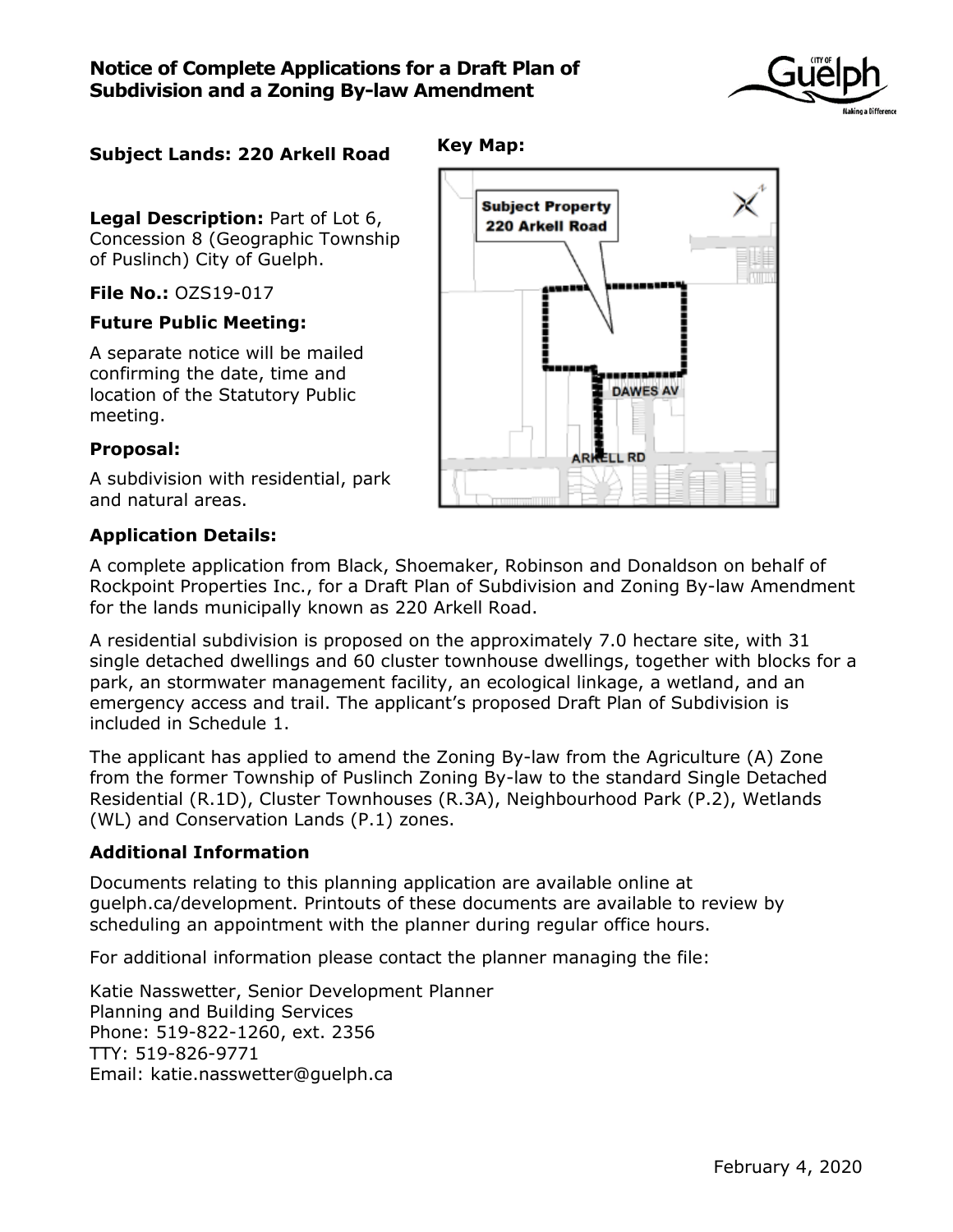# Notice of Complete Applications for a Draft Plan of Subdivision and a Zoning By-law Amendment

**Subject Lands: 220 Arkell Road**

**Key Map:**

**Legal Description:** Part of Lot 6, Concession 8 (Geographic Township of Puslinch) City of Guelph.

**File No.:** OZS19-017

**Future Public Meeting:**

A separate notice will be mailed confirming the date, time and location of the Statutory Public meeting.

**Proposal:**

A subdivision with residential, park and natural areas.

**Application Details:**

A complete application from Black, Shoemaker, Robinson and Donaldson on behalf of Rockpoint Properties Inc., for a Draft Plan of Subdivision and Zoning By-law Amendment for the lands municipally known as 220 Arkell Road.

A residential subdivision is proposed on the approximately 7.0 hectare site, with 31 single detached dwellings and 60 cluster townhouse dwellings, together with blocks for a park, an stormwater management facility, an ecological linkage, a wetland, and an emergency access and trail. The applicant's proposed Draft Plan of Subdivision is included in Schedule 1.

The applicant has applied to amend the Zoning By-law from the Agriculture (A) Zone from the former Township of Puslinch Zoning By-law to the standard Single Detached Residential (R.1D), Cluster Townhouses (R.3A), Neighbourhood Park (P.2), Wetlands (WL) and Conservation Lands (P.1) zones.

**Additional Information**

Documents relating to this planning application are available online at guelph.ca/development. Printouts of these documents are available to review by scheduling an appointment with the planner during regular office hours.

For additional information please contact the planner managing the file:

Katie Nasswetter, Senior Development Planner
Planning and Building Services
Phone: 519-822-1260, ext. 2356
TTY: 519-826-9771
Email: katie.nasswetter@guelph.ca

February 4, 2020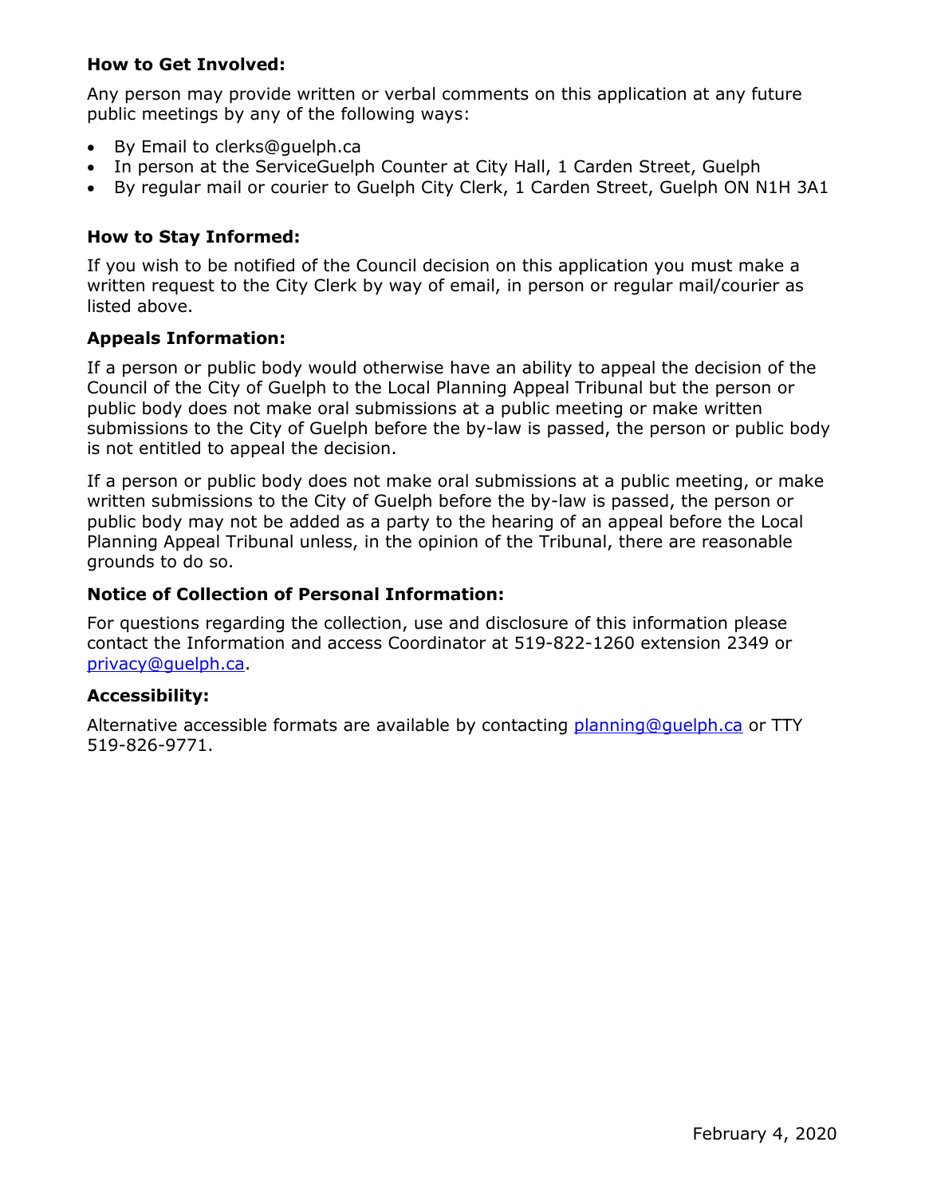**How to Get Involved:**

Any person may provide written or verbal comments on this application at any future public meetings by any of the following ways:

- By Email to clerks@guelph.ca
- In person at the ServiceGuelph Counter at City Hall, 1 Carden Street, Guelph
- By regular mail or courier to Guelph City Clerk, 1 Carden Street, Guelph ON N1H 3A1

**How to Stay Informed:**

If you wish to be notified of the Council decision on this application you must make a written request to the City Clerk by way of email, in person or regular mail/courier as listed above.

**Appeals Information:**

If a person or public body would otherwise have an ability to appeal the decision of the Council of the City of Guelph to the Local Planning Appeal Tribunal but the person or public body does not make oral submissions at a public meeting or make written submissions to the City of Guelph before the by-law is passed, the person or public body is not entitled to appeal the decision.

If a person or public body does not make oral submissions at a public meeting, or make written submissions to the City of Guelph before the by-law is passed, the person or public body may not be added as a party to the hearing of an appeal before the Local Planning Appeal Tribunal unless, in the opinion of the Tribunal, there are reasonable grounds to do so.

**Notice of Collection of Personal Information:**

For questions regarding the collection, use and disclosure of this information please contact the Information and access Coordinator at 519-822-1260 extension 2349 or privacy@guelph.ca.

**Accessibility:**

Alternative accessible formats are available by contacting planning@guelph.ca or TTY 519-826-9771.

February 4, 2020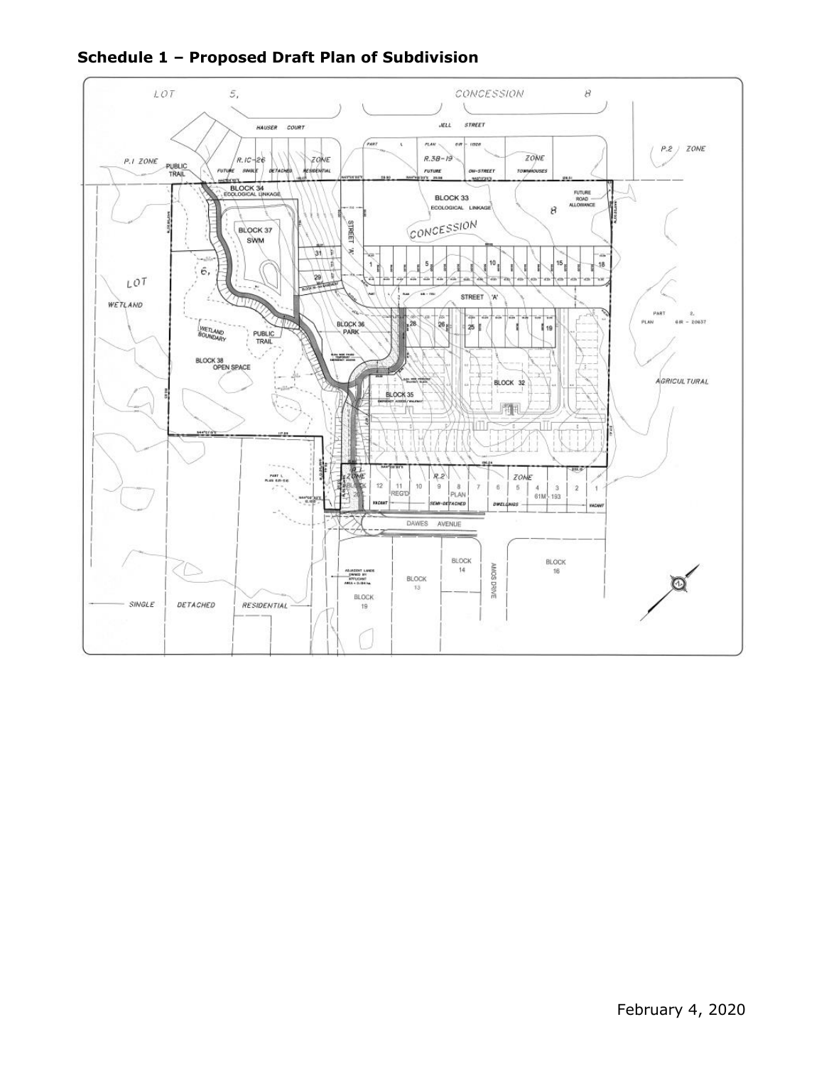**Schedule 1 – Proposed Draft Plan of Subdivision**

LOT 5, CONCESSION 8

HAUSER COURT

JELL STREET

P.1 ZONE

PUBLIC TRAIL

R.1C-26 ZONE

FUTURE SINGLE DETACHED RESIDENTIAL

R.3B-19 ZONE

FUTURE ON-STREET TOWNHOUSES

P.2 ZONE

BLOCK 34 ECOLOGICAL LINKAGE

BLOCK 33 ECOLOGICAL LINKAGE

FUTURE ROAD ALLOWANCE

BLOCK 37 SWM

LOT 6, CONCESSION 8

WETLAND

STREET 'A'

BLOCK 36 PARK

WETLAND BOUNDARY

PUBLIC TRAIL

BLOCK 38 OPEN SPACE

BLOCK 35 EMERGENCY ACCESS / WALKWAY

BLOCK 32

PART 2, PLAN 61R - 20637

AGRICULTURAL

PART 1, PLAN 61R-516

P.1 ZONE

R.2 ZONE

REG'D PLAN 61M-193

VACANT

SEMI-DETACHED DWELLINGS

VACANT

DAWES AVENUE

ADJACENT LANDS OWNED BY APPLICANT

BLOCK 19

BLOCK 13

BLOCK 14

AMOS DRIVE

BLOCK 16

SINGLE DETACHED RESIDENTIAL

February 4, 2020